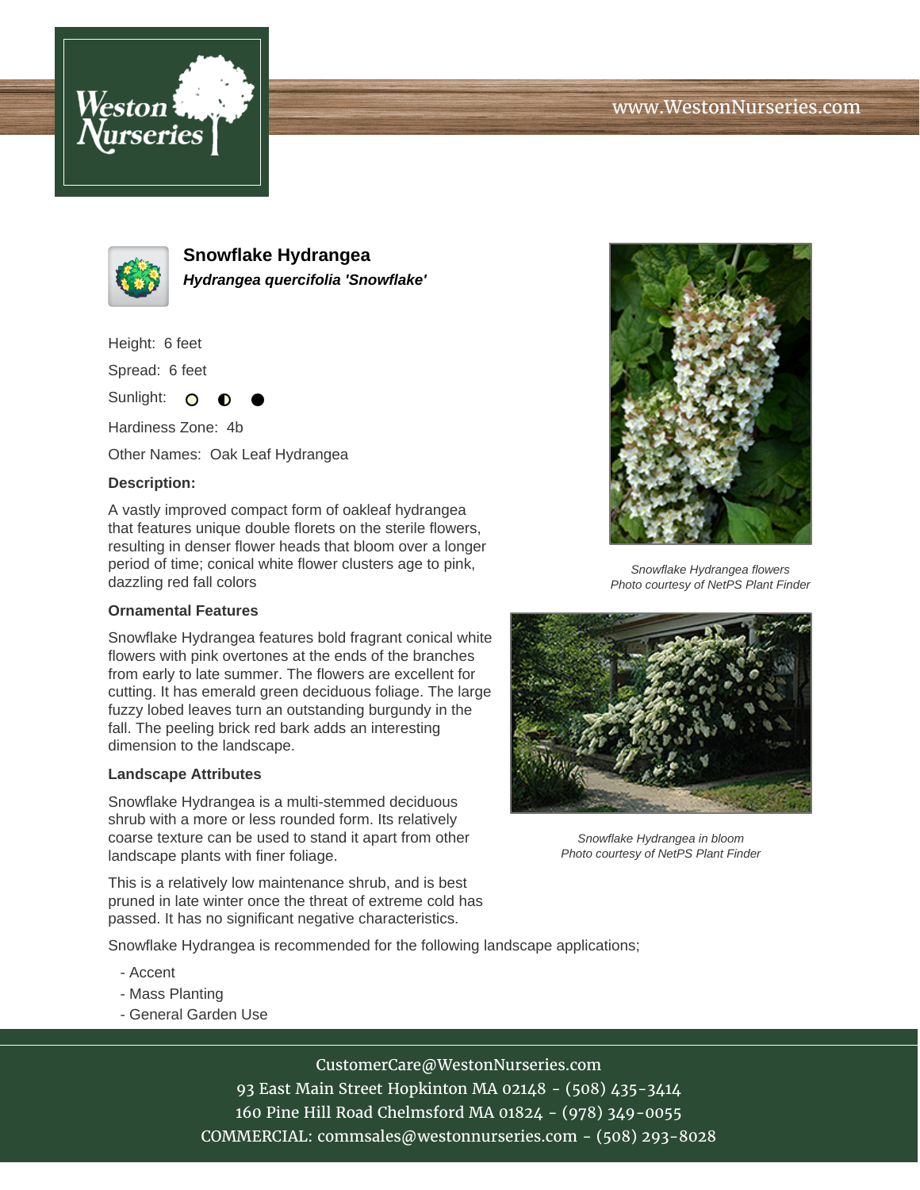www.WestonNurseries.com

# Snowflake Hydrangea

***Hydrangea quercifolia 'Snowflake'***

Height: 6 feet

Spread: 6 feet

Sunlight: ○ ◐ ●

Hardiness Zone: 4b

Other Names: Oak Leaf Hydrangea

**Description:**

A vastly improved compact form of oakleaf hydrangea that features unique double florets on the sterile flowers, resulting in denser flower heads that bloom over a longer period of time; conical white flower clusters age to pink, dazzling red fall colors

**Ornamental Features**

Snowflake Hydrangea features bold fragrant conical white flowers with pink overtones at the ends of the branches from early to late summer. The flowers are excellent for cutting. It has emerald green deciduous foliage. The large fuzzy lobed leaves turn an outstanding burgundy in the fall. The peeling brick red bark adds an interesting dimension to the landscape.

**Landscape Attributes**

Snowflake Hydrangea is a multi-stemmed deciduous shrub with a more or less rounded form. Its relatively coarse texture can be used to stand it apart from other landscape plants with finer foliage.

This is a relatively low maintenance shrub, and is best pruned in late winter once the threat of extreme cold has passed. It has no significant negative characteristics.

Snowflake Hydrangea is recommended for the following landscape applications;

- Accent
- Mass Planting
- General Garden Use

*Snowflake Hydrangea flowers*
*Photo courtesy of NetPS Plant Finder*

*Snowflake Hydrangea in bloom*
*Photo courtesy of NetPS Plant Finder*

CustomerCare@WestonNurseries.com
93 East Main Street Hopkinton MA 02148 - (508) 435-3414
160 Pine Hill Road Chelmsford MA 01824 - (978) 349-0055
COMMERCIAL: commsales@westonnurseries.com - (508) 293-8028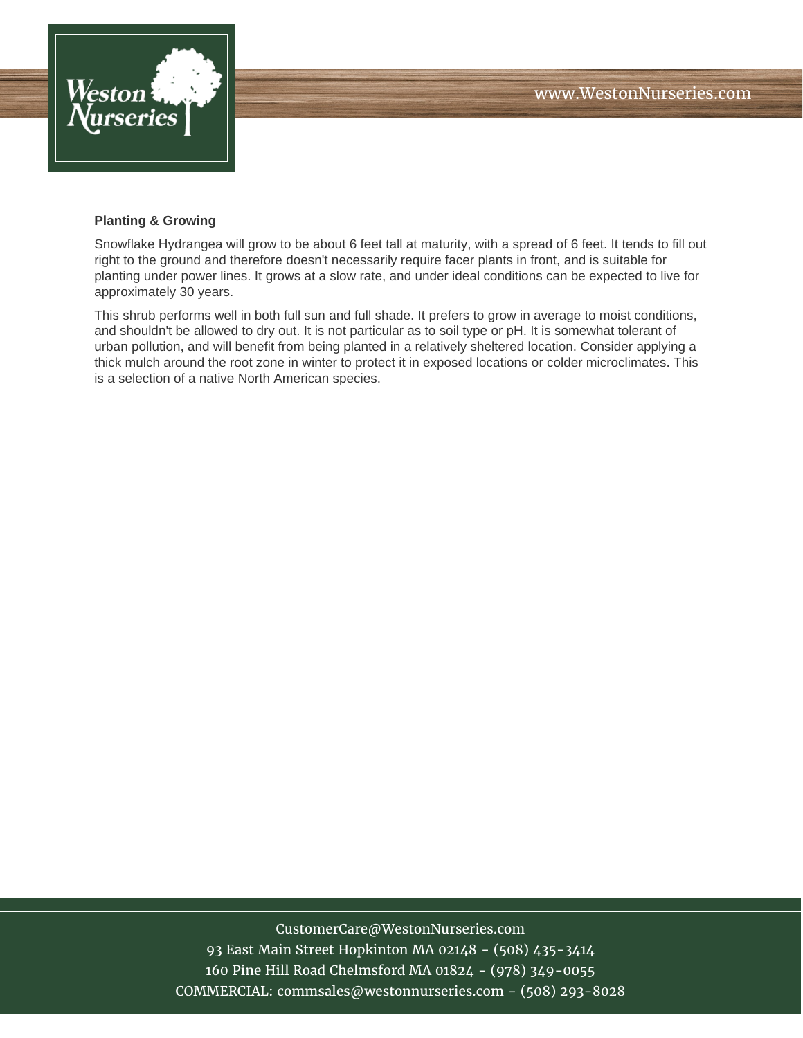**Planting & Growing**

Snowflake Hydrangea will grow to be about 6 feet tall at maturity, with a spread of 6 feet. It tends to fill out right to the ground and therefore doesn't necessarily require facer plants in front, and is suitable for planting under power lines. It grows at a slow rate, and under ideal conditions can be expected to live for approximately 30 years.

This shrub performs well in both full sun and full shade. It prefers to grow in average to moist conditions, and shouldn't be allowed to dry out. It is not particular as to soil type or pH. It is somewhat tolerant of urban pollution, and will benefit from being planted in a relatively sheltered location. Consider applying a thick mulch around the root zone in winter to protect it in exposed locations or colder microclimates. This is a selection of a native North American species.